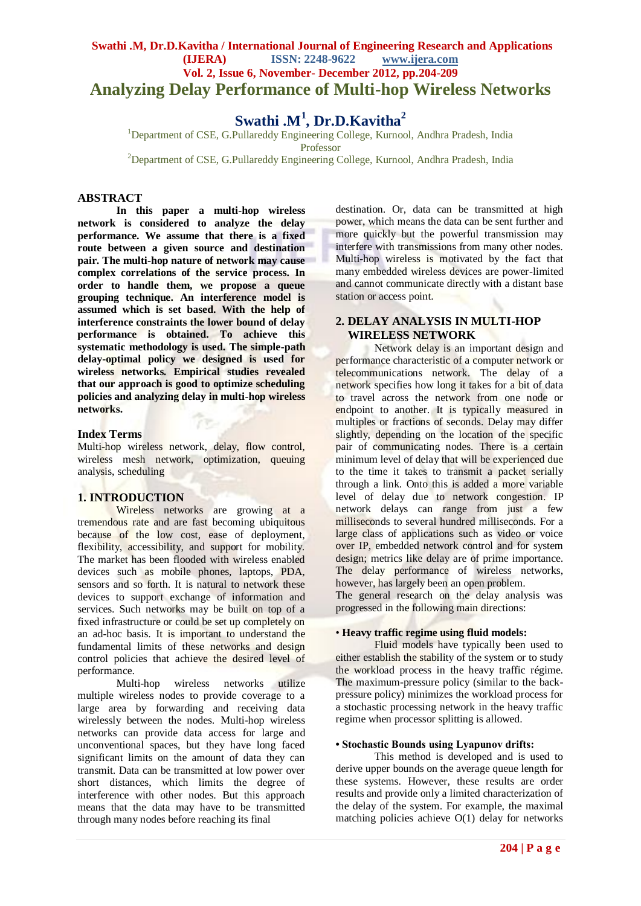# Analyzing Delay Performance of Multi-hop Wireless Networks

**Swathi .M[1], Dr.D.Kavitha[2]**

[1]Department of CSE, G.Pullareddy Engineering College, Kurnool, Andhra Pradesh, India
Professor
[2]Department of CSE, G.Pullareddy Engineering College, Kurnool, Andhra Pradesh, India

## ABSTRACT

**In this paper a multi-hop wireless network is considered to analyze the delay performance. We assume that there is a fixed route between a given source and destination pair. The multi-hop nature of network may cause complex correlations of the service process. In order to handle them, we propose a queue grouping technique. An interference model is assumed which is set based. With the help of interference constraints the lower bound of delay performance is obtained. To achieve this systematic methodology is used. The simple-path delay-optimal policy we designed is used for wireless networks. Empirical studies revealed that our approach is good to optimize scheduling policies and analyzing delay in multi-hop wireless networks.**

## Index Terms

Multi-hop wireless network, delay, flow control, wireless mesh network, optimization, queuing analysis, scheduling

## 1. INTRODUCTION

Wireless networks are growing at a tremendous rate and are fast becoming ubiquitous because of the low cost, ease of deployment, flexibility, accessibility, and support for mobility. The market has been flooded with wireless enabled devices such as mobile phones, laptops, PDA, sensors and so forth. It is natural to network these devices to support exchange of information and services. Such networks may be built on top of a fixed infrastructure or could be set up completely on an ad-hoc basis. It is important to understand the fundamental limits of these networks and design control policies that achieve the desired level of performance.

Multi-hop wireless networks utilize multiple wireless nodes to provide coverage to a large area by forwarding and receiving data wirelessly between the nodes. Multi-hop wireless networks can provide data access for large and unconventional spaces, but they have long faced significant limits on the amount of data they can transmit. Data can be transmitted at low power over short distances, which limits the degree of interference with other nodes. But this approach means that the data may have to be transmitted through many nodes before reaching its final destination. Or, data can be transmitted at high power, which means the data can be sent further and more quickly but the powerful transmission may interfere with transmissions from many other nodes. Multi-hop wireless is motivated by the fact that many embedded wireless devices are power-limited and cannot communicate directly with a distant base station or access point.

## 2. DELAY ANALYSIS IN MULTI-HOP WIRELESS NETWORK

Network delay is an important design and performance characteristic of a computer network or telecommunications network. The delay of a network specifies how long it takes for a bit of data to travel across the network from one node or endpoint to another. It is typically measured in multiples or fractions of seconds. Delay may differ slightly, depending on the location of the specific pair of communicating nodes. There is a certain minimum level of delay that will be experienced due to the time it takes to transmit a packet serially through a link. Onto this is added a more variable level of delay due to network congestion. IP network delays can range from just a few milliseconds to several hundred milliseconds. For a large class of applications such as video or voice over IP, embedded network control and for system design; metrics like delay are of prime importance. The delay performance of wireless networks, however, has largely been an open problem.

The general research on the delay analysis was progressed in the following main directions:

• **Heavy traffic regime using fluid models:**

Fluid models have typically been used to either establish the stability of the system or to study the workload process in the heavy traffic régime. The maximum-pressure policy (similar to the back-pressure policy) minimizes the workload process for a stochastic processing network in the heavy traffic regime when processor splitting is allowed.

• **Stochastic Bounds using Lyapunov drifts:**

This method is developed and is used to derive upper bounds on the average queue length for these systems. However, these results are order results and provide only a limited characterization of the delay of the system. For example, the maximal matching policies achieve O(1) delay for networks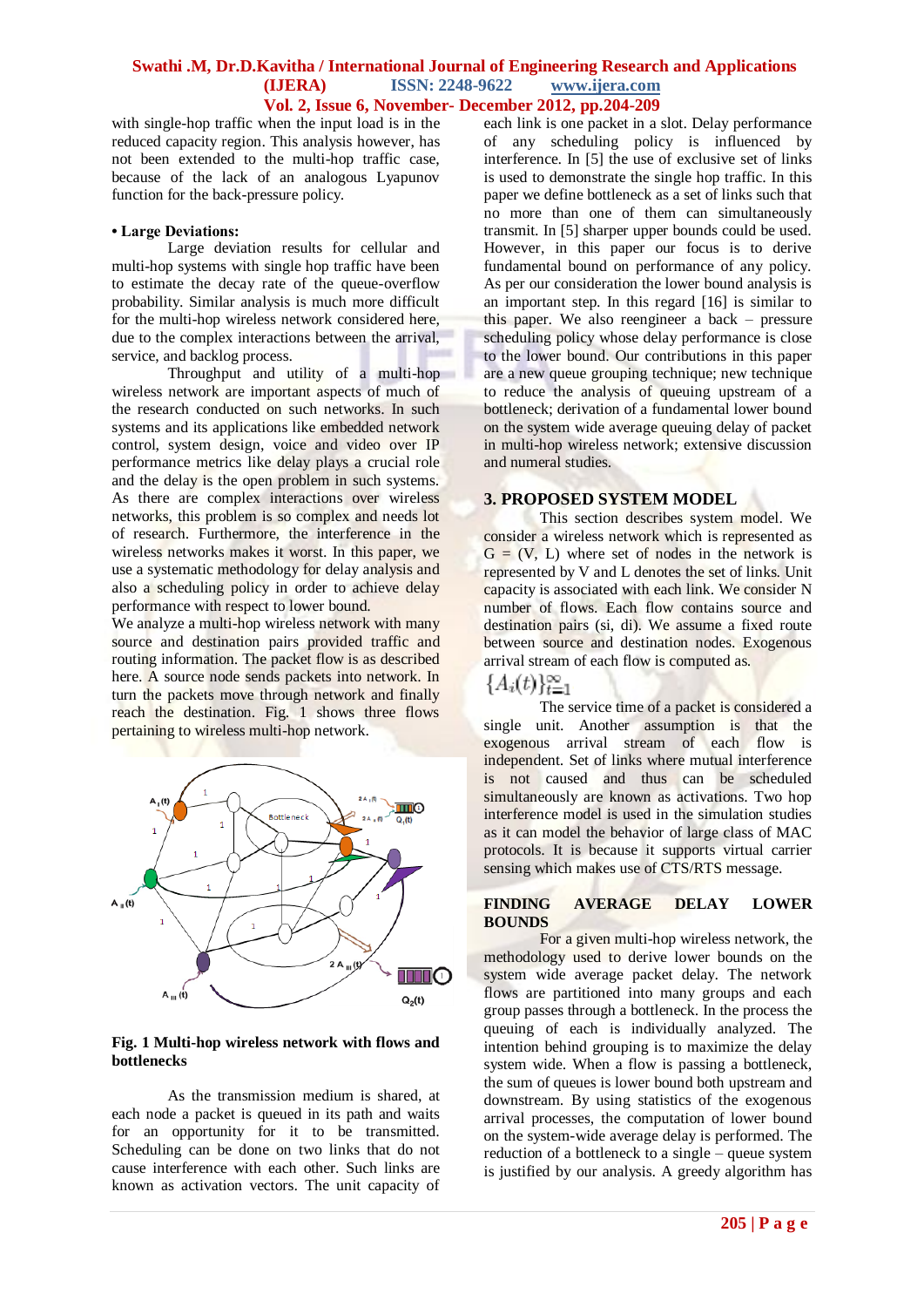with single-hop traffic when the input load is in the reduced capacity region. This analysis however, has not been extended to the multi-hop traffic case, because of the lack of an analogous Lyapunov function for the back-pressure policy.

**• Large Deviations:**

Large deviation results for cellular and multi-hop systems with single hop traffic have been to estimate the decay rate of the queue-overflow probability. Similar analysis is much more difficult for the multi-hop wireless network considered here, due to the complex interactions between the arrival, service, and backlog process.

Throughput and utility of a multi-hop wireless network are important aspects of much of the research conducted on such networks. In such systems and its applications like embedded network control, system design, voice and video over IP performance metrics like delay plays a crucial role and the delay is the open problem in such systems. As there are complex interactions over wireless networks, this problem is so complex and needs lot of research. Furthermore, the interference in the wireless networks makes it worst. In this paper, we use a systematic methodology for delay analysis and also a scheduling policy in order to achieve delay performance with respect to lower bound.

We analyze a multi-hop wireless network with many source and destination pairs provided traffic and routing information. The packet flow is as described here. A source node sends packets into network. In turn the packets move through network and finally reach the destination. Fig. 1 shows three flows pertaining to wireless multi-hop network.

**Fig. 1 Multi-hop wireless network with flows and bottlenecks**

As the transmission medium is shared, at each node a packet is queued in its path and waits for an opportunity for it to be transmitted. Scheduling can be done on two links that do not cause interference with each other. Such links are known as activation vectors. The unit capacity of each link is one packet in a slot. Delay performance of any scheduling policy is influenced by interference. In [5] the use of exclusive set of links is used to demonstrate the single hop traffic. In this paper we define bottleneck as a set of links such that no more than one of them can simultaneously transmit. In [5] sharper upper bounds could be used. However, in this paper our focus is to derive fundamental bound on performance of any policy. As per our consideration the lower bound analysis is an important step. In this regard [16] is similar to this paper. We also reengineer a back – pressure scheduling policy whose delay performance is close to the lower bound. Our contributions in this paper are a new queue grouping technique; new technique to reduce the analysis of queuing upstream of a bottleneck; derivation of a fundamental lower bound on the system wide average queuing delay of packet in multi-hop wireless network; extensive discussion and numeral studies.

## 3. PROPOSED SYSTEM MODEL

This section describes system model. We consider a wireless network which is represented as G = (V, L) where set of nodes in the network is represented by V and L denotes the set of links. Unit capacity is associated with each link. We consider N number of flows. Each flow contains source and destination pairs (si, di). We assume a fixed route between source and destination nodes. Exogenous arrival stream of each flow is computed as.

$$\{A_i(t)\}_{t=1}^{\infty}$$

The service time of a packet is considered a single unit. Another assumption is that the exogenous arrival stream of each flow is independent. Set of links where mutual interference is not caused and thus can be scheduled simultaneously are known as activations. Two hop interference model is used in the simulation studies as it can model the behavior of large class of MAC protocols. It is because it supports virtual carrier sensing which makes use of CTS/RTS message.

### FINDING AVERAGE DELAY LOWER BOUNDS

For a given multi-hop wireless network, the methodology used to derive lower bounds on the system wide average packet delay. The network flows are partitioned into many groups and each group passes through a bottleneck. In the process the queuing of each is individually analyzed. The intention behind grouping is to maximize the delay system wide. When a flow is passing a bottleneck, the sum of queues is lower bound both upstream and downstream. By using statistics of the exogenous arrival processes, the computation of lower bound on the system-wide average delay is performed. The reduction of a bottleneck to a single – queue system is justified by our analysis. A greedy algorithm has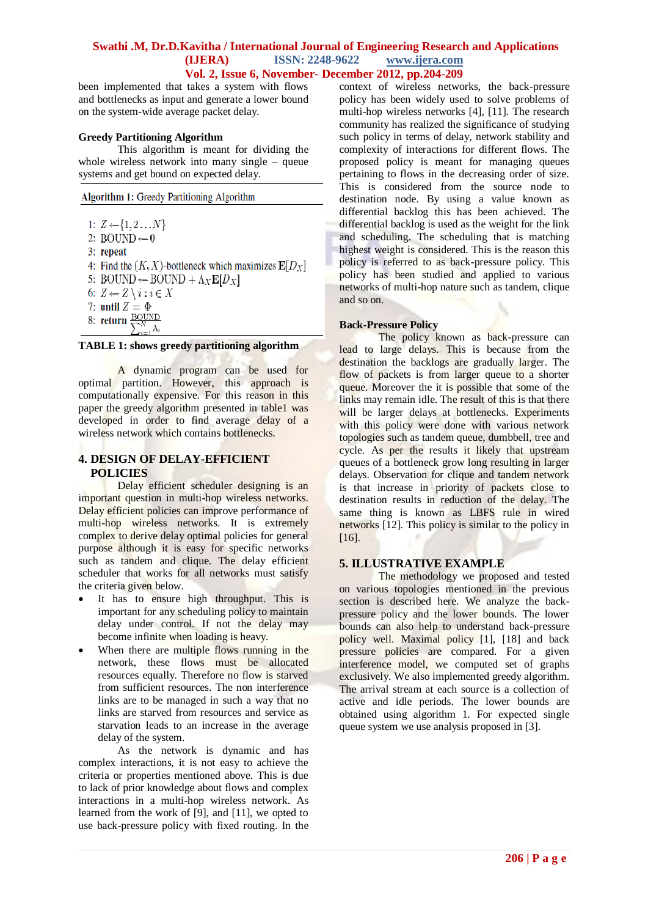been implemented that takes a system with flows and bottlenecks as input and generate a lower bound on the system-wide average packet delay.

**Greedy Partitioning Algorithm**

This algorithm is meant for dividing the whole wireless network into many single – queue systems and get bound on expected delay.

**Algorithm 1:** Greedy Partitioning Algorithm

1: $Z \leftarrow \{1, 2 \dots N\}$
2: BOUND $\leftarrow 0$
3: **repeat**
4: Find the $(K, X)$-bottleneck which maximizes $\mathbf{E}[D_X]$
5: BOUND $\leftarrow$ BOUND $+ \Lambda_X \mathbf{E}[D_X]$
6: $Z \leftarrow Z \setminus i : i \in X$
7: **until** $Z = \Phi$
8: **return** $\frac{\text{BOUND}}{\sum_{i=1}^{N} \lambda_i}$

**TABLE 1: shows greedy partitioning algorithm**

A dynamic program can be used for optimal partition. However, this approach is computationally expensive. For this reason in this paper the greedy algorithm presented in table1 was developed in order to find average delay of a wireless network which contains bottlenecks.

## 4. DESIGN OF DELAY-EFFICIENT POLICIES

Delay efficient scheduler designing is an important question in multi-hop wireless networks. Delay efficient policies can improve performance of multi-hop wireless networks. It is extremely complex to derive delay optimal policies for general purpose although it is easy for specific networks such as tandem and clique. The delay efficient scheduler that works for all networks must satisfy the criteria given below.

- It has to ensure high throughput. This is important for any scheduling policy to maintain delay under control. If not the delay may become infinite when loading is heavy.
- When there are multiple flows running in the network, these flows must be allocated resources equally. Therefore no flow is starved from sufficient resources. The non interference links are to be managed in such a way that no links are starved from resources and service as starvation leads to an increase in the average delay of the system.

As the network is dynamic and has complex interactions, it is not easy to achieve the criteria or properties mentioned above. This is due to lack of prior knowledge about flows and complex interactions in a multi-hop wireless network. As learned from the work of [9], and [11], we opted to use back-pressure policy with fixed routing. In the context of wireless networks, the back-pressure policy has been widely used to solve problems of multi-hop wireless networks [4], [11]. The research community has realized the significance of studying such policy in terms of delay, network stability and complexity of interactions for different flows. The proposed policy is meant for managing queues pertaining to flows in the decreasing order of size. This is considered from the source node to destination node. By using a value known as differential backlog this has been achieved. The differential backlog is used as the weight for the link and scheduling. The scheduling that is matching highest weight is considered. This is the reason this policy is referred to as back-pressure policy. This policy has been studied and applied to various networks of multi-hop nature such as tandem, clique and so on.

**Back-Pressure Policy**

The policy known as back-pressure can lead to large delays. This is because from the destination the backlogs are gradually larger. The flow of packets is from larger queue to a shorter queue. Moreover the it is possible that some of the links may remain idle. The result of this is that there will be larger delays at bottlenecks. Experiments with this policy were done with various network topologies such as tandem queue, dumbbell, tree and cycle. As per the results it likely that upstream queues of a bottleneck grow long resulting in larger delays. Observation for clique and tandem network is that increase in priority of packets close to destination results in reduction of the delay. The same thing is known as LBFS rule in wired networks [12]. This policy is similar to the policy in [16].

## 5. ILLUSTRATIVE EXAMPLE

The methodology we proposed and tested on various topologies mentioned in the previous section is described here. We analyze the back-pressure policy and the lower bounds. The lower bounds can also help to understand back-pressure policy well. Maximal policy [1], [18] and back pressure policies are compared. For a given interference model, we computed set of graphs exclusively. We also implemented greedy algorithm. The arrival stream at each source is a collection of active and idle periods. The lower bounds are obtained using algorithm 1. For expected single queue system we use analysis proposed in [3].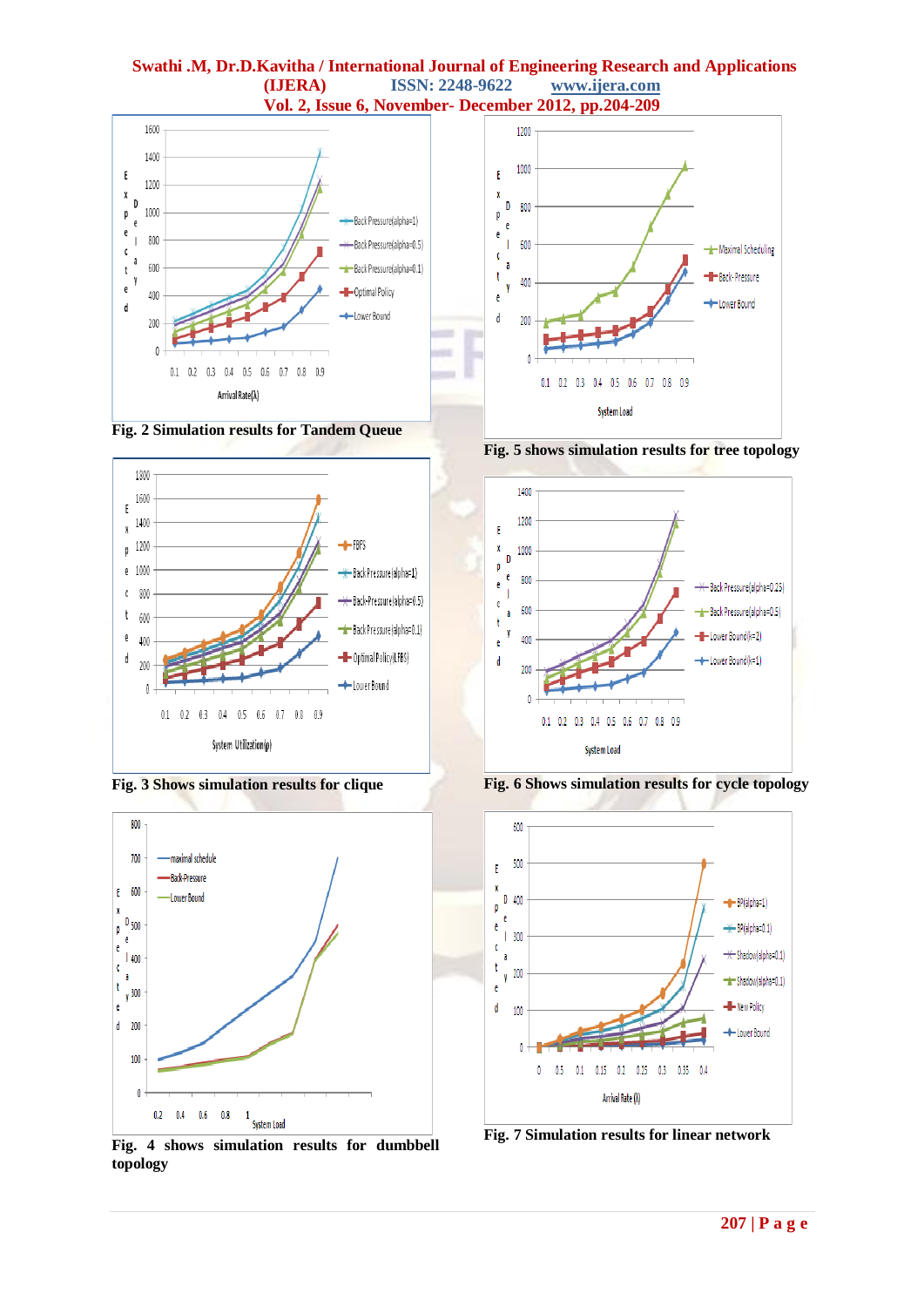Fig. 2 Simulation results for Tandem Queue

Fig. 5 shows simulation results for tree topology

Fig. 3 Shows simulation results for clique

Fig. 6 Shows simulation results for cycle topology

Fig. 4 shows simulation results for dumbbell topology

Fig. 7 Simulation results for linear network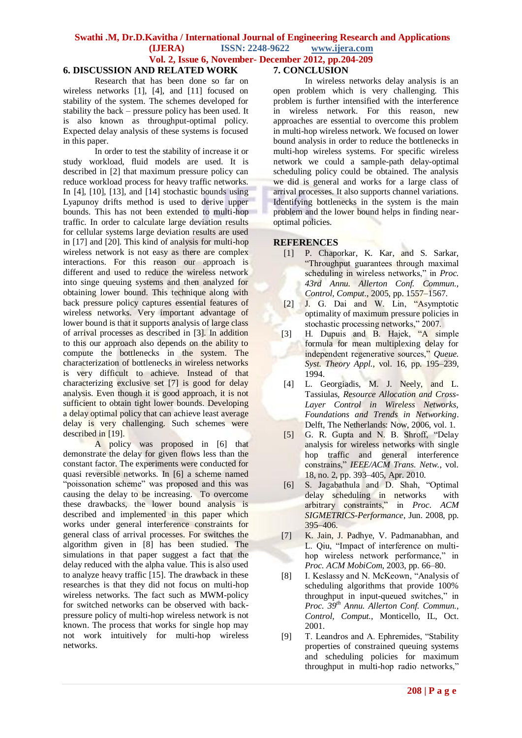## 6. DISCUSSION AND RELATED WORK

Research that has been done so far on wireless networks [1], [4], and [11] focused on stability of the system. The schemes developed for stability the back – pressure policy has been used. It is also known as throughput-optimal policy. Expected delay analysis of these systems is focused in this paper.

In order to test the stability of increase it or study workload, fluid models are used. It is described in [2] that maximum pressure policy can reduce workload process for heavy traffic networks. In [4], [10], [13], and [14] stochastic bounds using Lyapunoy drifts method is used to derive upper bounds. This has not been extended to multi-hop traffic. In order to calculate large deviation results for cellular systems large deviation results are used in [17] and [20]. This kind of analysis for multi-hop wireless network is not easy as there are complex interactions. For this reason our approach is different and used to reduce the wireless network into singe queuing systems and then analyzed for obtaining lower bound. This technique along with back pressure policy captures essential features of wireless networks. Very important advantage of lower bound is that it supports analysis of large class of arrival processes as described in [3]. In addition to this our approach also depends on the ability to compute the bottlenecks in the system. The characterization of bottlenecks in wireless networks is very difficult to achieve. Instead of that characterizing exclusive set [7] is good for delay analysis. Even though it is good approach, it is not sufficient to obtain tight lower bounds. Developing a delay optimal policy that can achieve least average delay is very challenging. Such schemes were described in [19].

A policy was proposed in [6] that demonstrate the delay for given flows less than the constant factor. The experiments were conducted for quasi reversible networks. In [6] a scheme named "poissonation scheme" was proposed and this was causing the delay to be increasing. To overcome these drawbacks, the lower bound analysis is described and implemented in this paper which works under general interference constraints for general class of arrival processes. For switches the algorithm given in [8] has been studied. The simulations in that paper suggest a fact that the delay reduced with the alpha value. This is also used to analyze heavy traffic [15]. The drawback in these researches is that they did not focus on multi-hop wireless networks. The fact such as MWM-policy for switched networks can be observed with back-pressure policy of multi-hop wireless network is not known. The process that works for single hop may not work intuitively for multi-hop wireless networks.

## 7. CONCLUSION

In wireless networks delay analysis is an open problem which is very challenging. This problem is further intensified with the interference in wireless network. For this reason, new approaches are essential to overcome this problem in multi-hop wireless network. We focused on lower bound analysis in order to reduce the bottlenecks in multi-hop wireless systems. For specific wireless network we could a sample-path delay-optimal scheduling policy could be obtained. The analysis we did is general and works for a large class of arrival processes. It also supports channel variations. Identifying bottlenecks in the system is the main problem and the lower bound helps in finding near-optimal policies.

## REFERENCES

[1] P. Chaporkar, K. Kar, and S. Sarkar, "Throughput guarantees through maximal scheduling in wireless networks," in *Proc. 43rd Annu. Allerton Conf. Commun., Control, Comput.*, 2005, pp. 1557–1567.

[2] J. G. Dai and W. Lin, "Asymptotic optimality of maximum pressure policies in stochastic processing networks," 2007.

[3] H. Dupuis and B. Hajek, "A simple formula for mean multiplexing delay for independent regenerative sources," *Queue. Syst. Theory Appl.*, vol. 16, pp. 195–239, 1994.

[4] L. Georgiadis, M. J. Neely, and L. Tassiulas, *Resource Allocation and Cross-Layer Control in Wireless Networks*, *Foundations and Trends in Networking*. Delft, The Netherlands: Now, 2006, vol. 1.

[5] G. R. Gupta and N. B. Shroff, "Delay analysis for wireless networks with single hop traffic and general interference constrains," *IEEE/ACM Trans. Netw.*, vol. 18, no. 2, pp. 393–405, Apr. 2010.

[6] S. Jagabathula and D. Shah, "Optimal delay scheduling in networks with arbitrary constraints," in *Proc. ACM SIGMETRICS-Performance*, Jun. 2008, pp. 395–406.

[7] K. Jain, J. Padhye, V. Padmanabhan, and L. Qiu, "Impact of interference on multi-hop wireless network performance," in *Proc. ACM MobiCom*, 2003, pp. 66–80.

[8] I. Keslassy and N. McKeown, "Analysis of scheduling algorithms that provide 100% throughput in input-queued switches," in *Proc. 39th Annu. Allerton Conf. Commun., Control, Comput.*, Monticello, IL, Oct. 2001.

[9] T. Leandros and A. Ephremides, "Stability properties of constrained queuing systems and scheduling policies for maximum throughput in multi-hop radio networks,"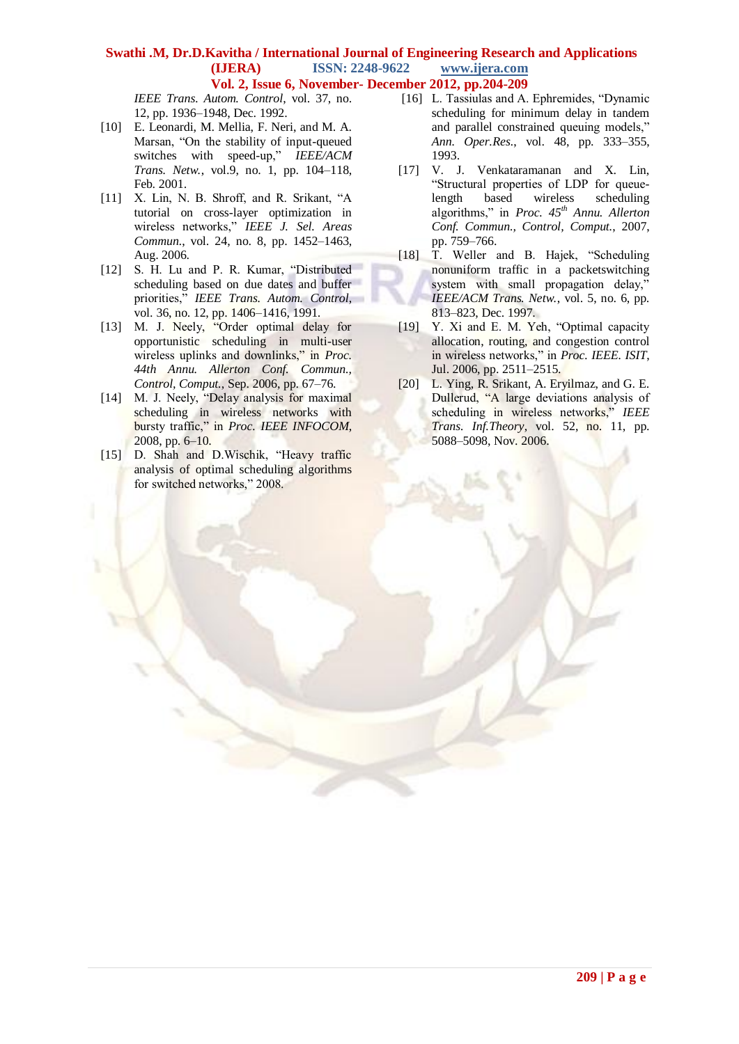*IEEE Trans. Autom. Control*, vol. 37, no. 12, pp. 1936–1948, Dec. 1992.

[10] E. Leonardi, M. Mellia, F. Neri, and M. A. Marsan, "On the stability of input-queued switches with speed-up," *IEEE/ACM Trans. Netw.*, vol.9, no. 1, pp. 104–118, Feb. 2001.

[11] X. Lin, N. B. Shroff, and R. Srikant, "A tutorial on cross-layer optimization in wireless networks," *IEEE J. Sel. Areas Commun.*, vol. 24, no. 8, pp. 1452–1463, Aug. 2006.

[12] S. H. Lu and P. R. Kumar, "Distributed scheduling based on due dates and buffer priorities," *IEEE Trans. Autom. Control*, vol. 36, no. 12, pp. 1406–1416, 1991.

[13] M. J. Neely, "Order optimal delay for opportunistic scheduling in multi-user wireless uplinks and downlinks," in *Proc. 44th Annu. Allerton Conf. Commun., Control, Comput.*, Sep. 2006, pp. 67–76.

[14] M. J. Neely, "Delay analysis for maximal scheduling in wireless networks with bursty traffic," in *Proc. IEEE INFOCOM*, 2008, pp. 6–10.

[15] D. Shah and D.Wischik, "Heavy traffic analysis of optimal scheduling algorithms for switched networks," 2008.

[16] L. Tassiulas and A. Ephremides, "Dynamic scheduling for minimum delay in tandem and parallel constrained queuing models," *Ann. Oper.Res.*, vol. 48, pp. 333–355, 1993.

[17] V. J. Venkataramanan and X. Lin, "Structural properties of LDP for queue-length based wireless scheduling algorithms," in *Proc. 45th Annu. Allerton Conf. Commun., Control, Comput.*, 2007, pp. 759–766.

[18] T. Weller and B. Hajek, "Scheduling nonuniform traffic in a packetswitching system with small propagation delay," *IEEE/ACM Trans. Netw.*, vol. 5, no. 6, pp. 813–823, Dec. 1997.

[19] Y. Xi and E. M. Yeh, "Optimal capacity allocation, routing, and congestion control in wireless networks," in *Proc. IEEE. ISIT*, Jul. 2006, pp. 2511–2515.

[20] L. Ying, R. Srikant, A. Eryilmaz, and G. E. Dullerud, "A large deviations analysis of scheduling in wireless networks," *IEEE Trans. Inf.Theory*, vol. 52, no. 11, pp. 5088–5098, Nov. 2006.